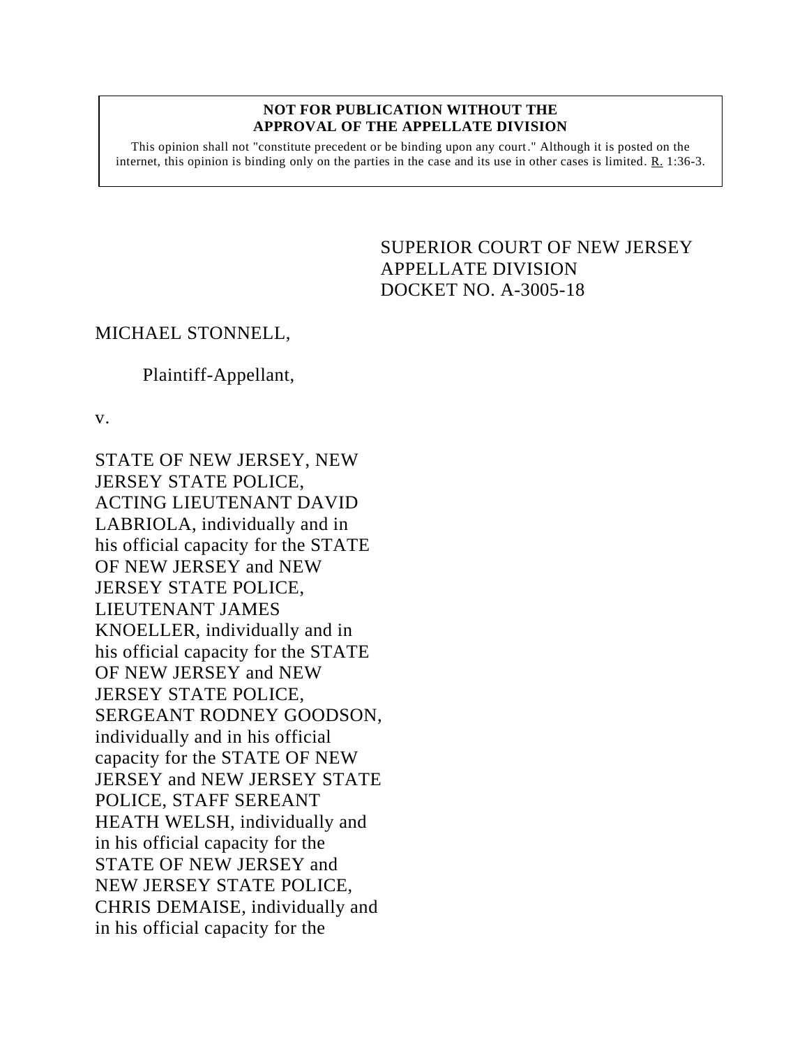**NOT FOR PUBLICATION WITHOUT THE APPROVAL OF THE APPELLATE DIVISION**

This opinion shall not "constitute precedent or be binding upon any court." Although it is posted on the internet, this opinion is binding only on the parties in the case and its use in other cases is limited. R. 1:36-3.

SUPERIOR COURT OF NEW JERSEY
APPELLATE DIVISION
DOCKET NO. A-3005-18

MICHAEL STONNELL,

Plaintiff-Appellant,

v.

STATE OF NEW JERSEY, NEW JERSEY STATE POLICE, ACTING LIEUTENANT DAVID LABRIOLA, individually and in his official capacity for the STATE OF NEW JERSEY and NEW JERSEY STATE POLICE, LIEUTENANT JAMES KNOELLER, individually and in his official capacity for the STATE OF NEW JERSEY and NEW JERSEY STATE POLICE, SERGEANT RODNEY GOODSON, individually and in his official capacity for the STATE OF NEW JERSEY and NEW JERSEY STATE POLICE, STAFF SEREANT HEATH WELSH, individually and in his official capacity for the STATE OF NEW JERSEY and NEW JERSEY STATE POLICE, CHRIS DEMAISE, individually and in his official capacity for the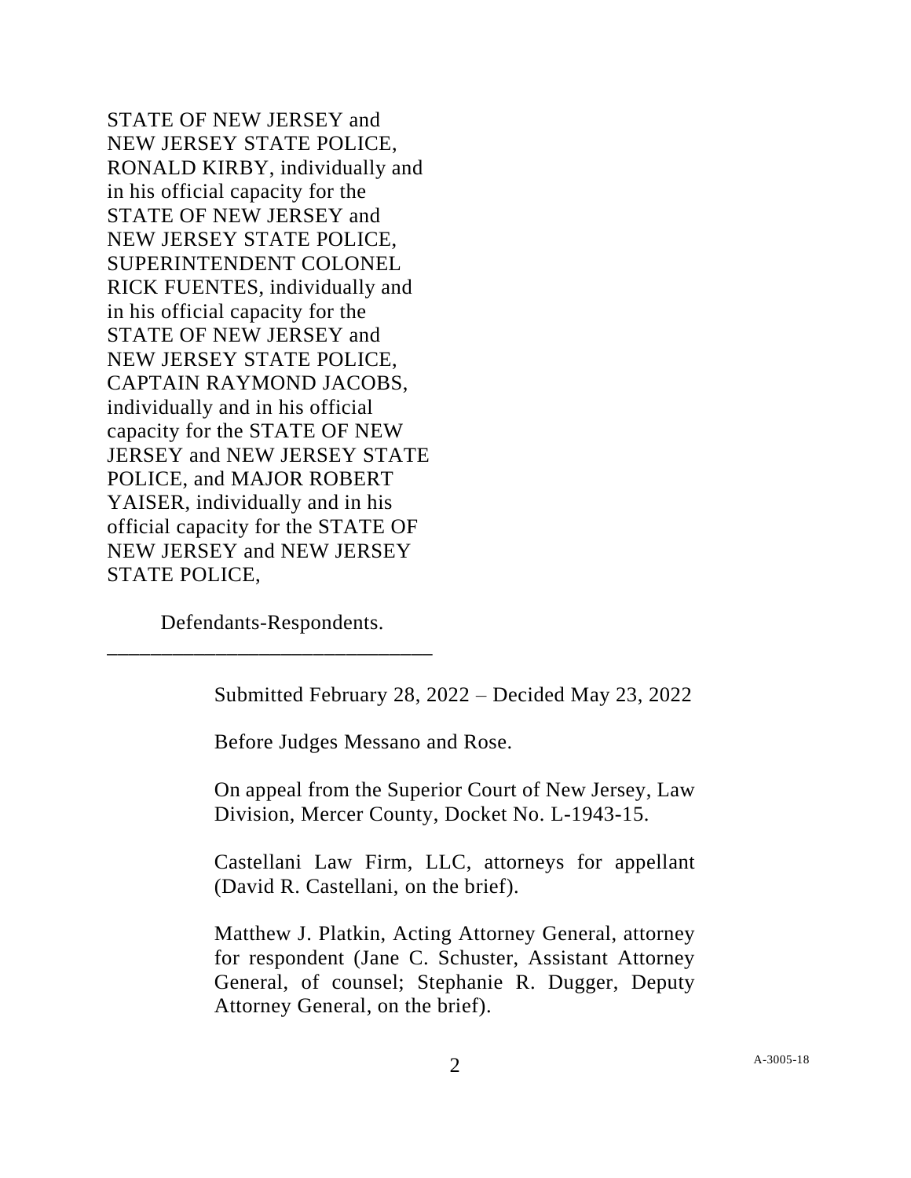STATE OF NEW JERSEY and NEW JERSEY STATE POLICE, RONALD KIRBY, individually and in his official capacity for the STATE OF NEW JERSEY and NEW JERSEY STATE POLICE, SUPERINTENDENT COLONEL RICK FUENTES, individually and in his official capacity for the STATE OF NEW JERSEY and NEW JERSEY STATE POLICE, CAPTAIN RAYMOND JACOBS, individually and in his official capacity for the STATE OF NEW JERSEY and NEW JERSEY STATE POLICE, and MAJOR ROBERT YAISER, individually and in his official capacity for the STATE OF NEW JERSEY and NEW JERSEY STATE POLICE,

Defendants-Respondents.

______________________________

Submitted February 28, 2022 – Decided May 23, 2022

Before Judges Messano and Rose.

On appeal from the Superior Court of New Jersey, Law Division, Mercer County, Docket No. L-1943-15.

Castellani Law Firm, LLC, attorneys for appellant (David R. Castellani, on the brief).

Matthew J. Platkin, Acting Attorney General, attorney for respondent (Jane C. Schuster, Assistant Attorney General, of counsel; Stephanie R. Dugger, Deputy Attorney General, on the brief).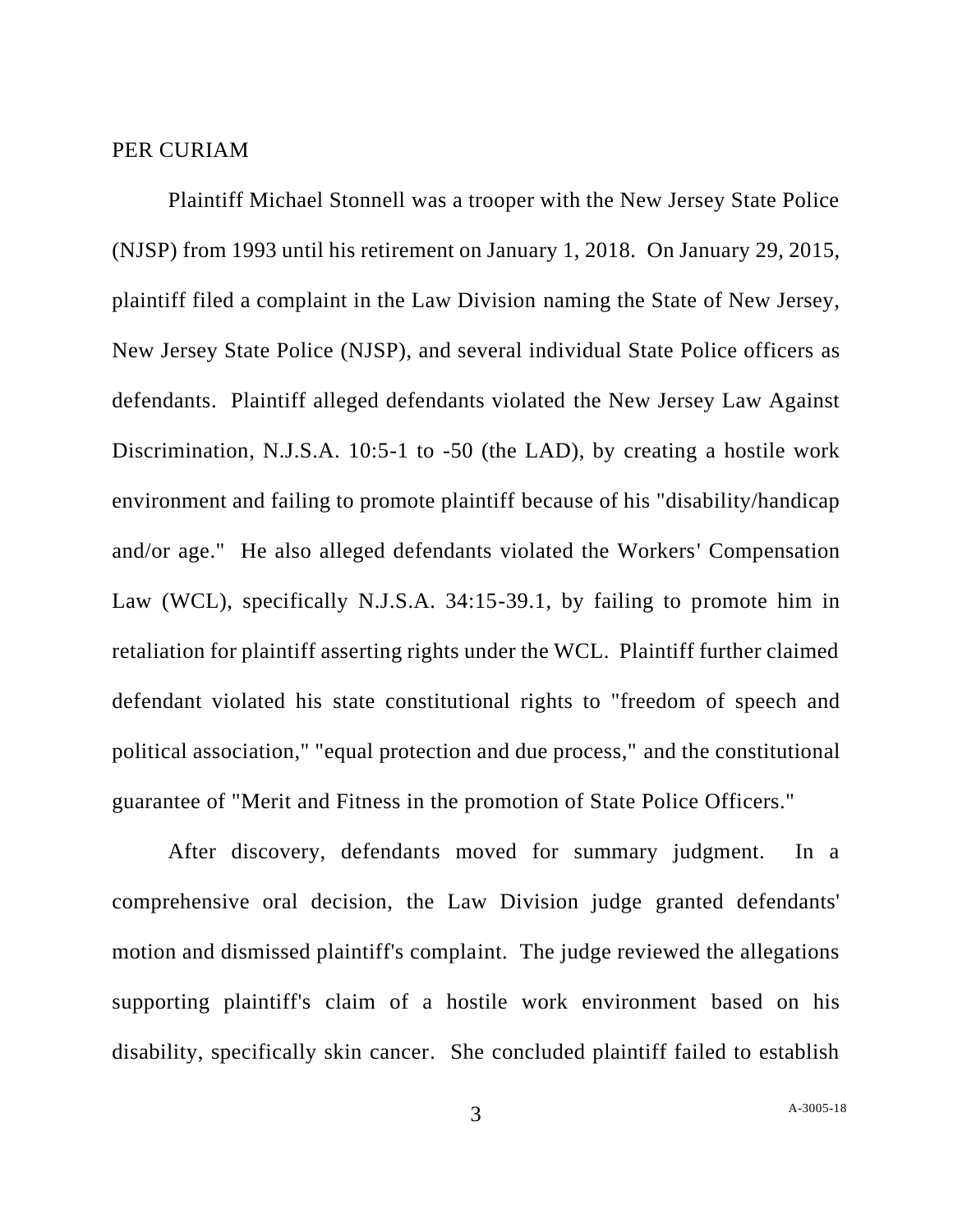PER CURIAM

Plaintiff Michael Stonnell was a trooper with the New Jersey State Police (NJSP) from 1993 until his retirement on January 1, 2018. On January 29, 2015, plaintiff filed a complaint in the Law Division naming the State of New Jersey, New Jersey State Police (NJSP), and several individual State Police officers as defendants. Plaintiff alleged defendants violated the New Jersey Law Against Discrimination, N.J.S.A. 10:5-1 to -50 (the LAD), by creating a hostile work environment and failing to promote plaintiff because of his "disability/handicap and/or age." He also alleged defendants violated the Workers' Compensation Law (WCL), specifically N.J.S.A. 34:15-39.1, by failing to promote him in retaliation for plaintiff asserting rights under the WCL. Plaintiff further claimed defendant violated his state constitutional rights to "freedom of speech and political association," "equal protection and due process," and the constitutional guarantee of "Merit and Fitness in the promotion of State Police Officers."

After discovery, defendants moved for summary judgment. In a comprehensive oral decision, the Law Division judge granted defendants' motion and dismissed plaintiff's complaint. The judge reviewed the allegations supporting plaintiff's claim of a hostile work environment based on his disability, specifically skin cancer. She concluded plaintiff failed to establish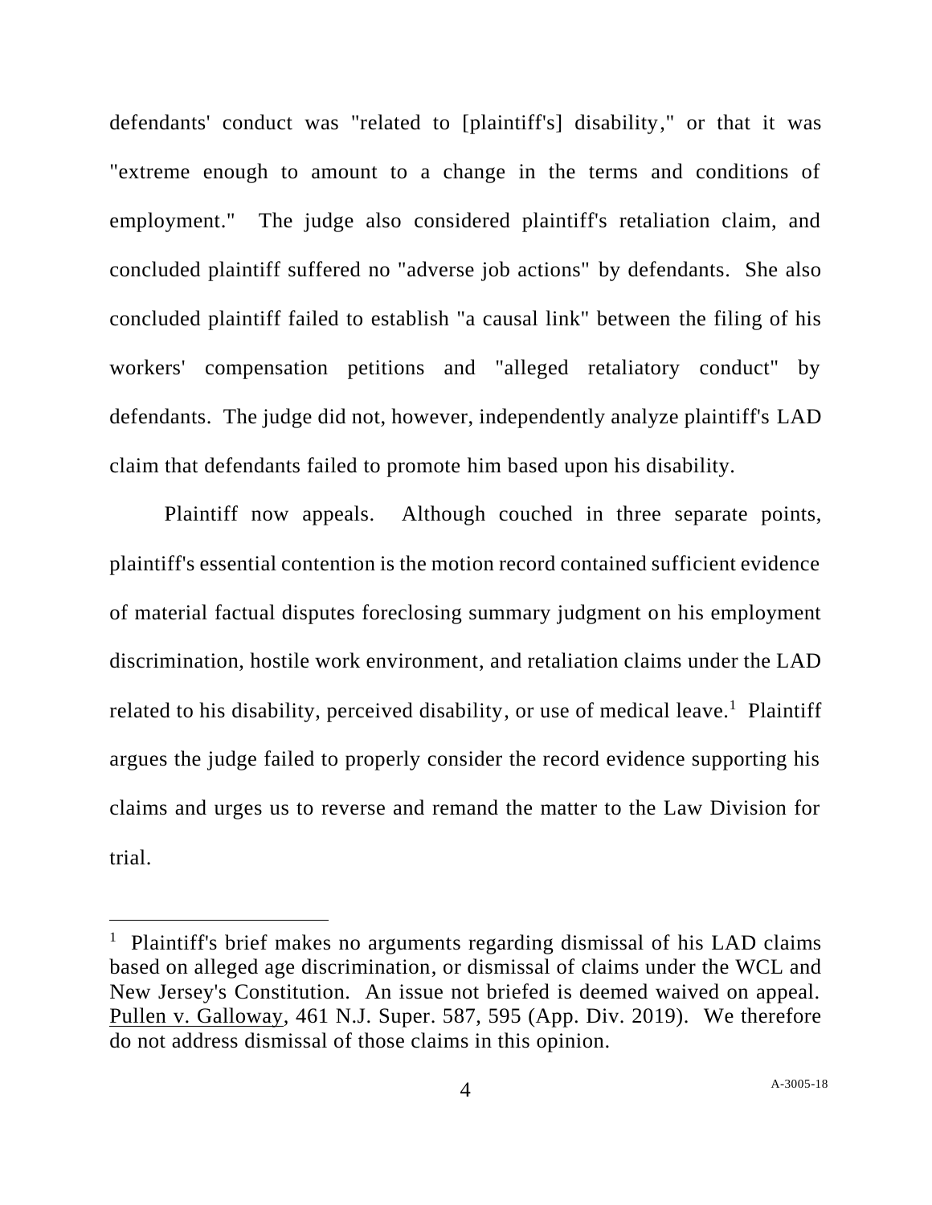defendants' conduct was "related to [plaintiff's] disability," or that it was "extreme enough to amount to a change in the terms and conditions of employment." The judge also considered plaintiff's retaliation claim, and concluded plaintiff suffered no "adverse job actions" by defendants. She also concluded plaintiff failed to establish "a causal link" between the filing of his workers' compensation petitions and "alleged retaliatory conduct" by defendants. The judge did not, however, independently analyze plaintiff's LAD claim that defendants failed to promote him based upon his disability.

Plaintiff now appeals. Although couched in three separate points, plaintiff's essential contention is the motion record contained sufficient evidence of material factual disputes foreclosing summary judgment on his employment discrimination, hostile work environment, and retaliation claims under the LAD related to his disability, perceived disability, or use of medical leave.[1] Plaintiff argues the judge failed to properly consider the record evidence supporting his claims and urges us to reverse and remand the matter to the Law Division for trial.

---

[1] Plaintiff's brief makes no arguments regarding dismissal of his LAD claims based on alleged age discrimination, or dismissal of claims under the WCL and New Jersey's Constitution. An issue not briefed is deemed waived on appeal. Pullen v. Galloway, 461 N.J. Super. 587, 595 (App. Div. 2019). We therefore do not address dismissal of those claims in this opinion.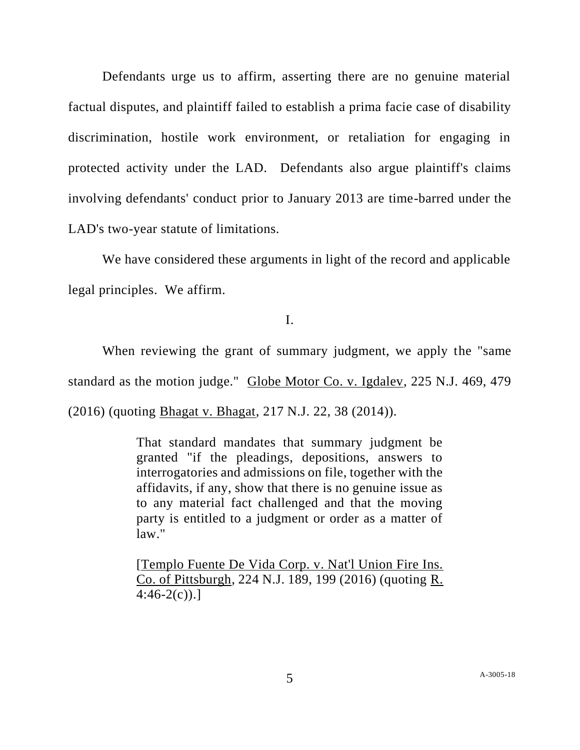Defendants urge us to affirm, asserting there are no genuine material factual disputes, and plaintiff failed to establish a prima facie case of disability discrimination, hostile work environment, or retaliation for engaging in protected activity under the LAD. Defendants also argue plaintiff's claims involving defendants' conduct prior to January 2013 are time-barred under the LAD's two-year statute of limitations.

We have considered these arguments in light of the record and applicable legal principles. We affirm.

I.

When reviewing the grant of summary judgment, we apply the "same standard as the motion judge." Globe Motor Co. v. Igdalev, 225 N.J. 469, 479 (2016) (quoting Bhagat v. Bhagat, 217 N.J. 22, 38 (2014)).

> That standard mandates that summary judgment be granted "if the pleadings, depositions, answers to interrogatories and admissions on file, together with the affidavits, if any, show that there is no genuine issue as to any material fact challenged and that the moving party is entitled to a judgment or order as a matter of law."
>
> [Templo Fuente De Vida Corp. v. Nat'l Union Fire Ins. Co. of Pittsburgh, 224 N.J. 189, 199 (2016) (quoting R. 4:46-2(c)).]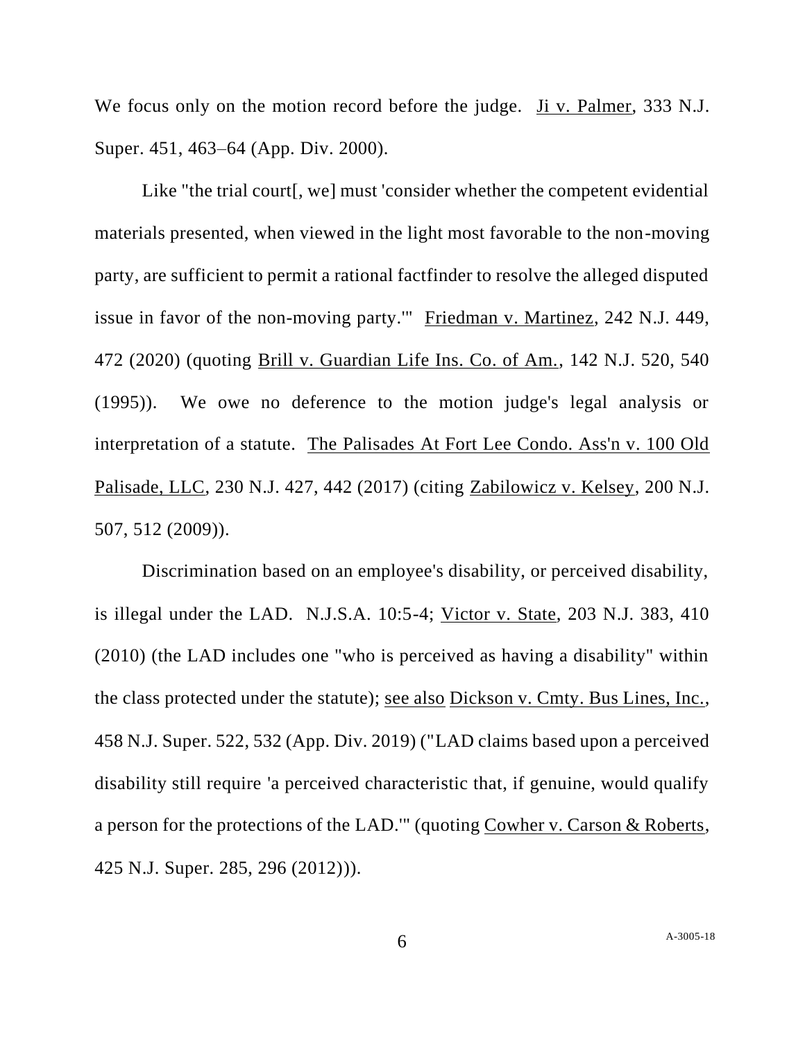We focus only on the motion record before the judge. Ji v. Palmer, 333 N.J. Super. 451, 463–64 (App. Div. 2000).

Like "the trial court[, we] must 'consider whether the competent evidential materials presented, when viewed in the light most favorable to the non-moving party, are sufficient to permit a rational factfinder to resolve the alleged disputed issue in favor of the non-moving party.'" Friedman v. Martinez, 242 N.J. 449, 472 (2020) (quoting Brill v. Guardian Life Ins. Co. of Am., 142 N.J. 520, 540 (1995)). We owe no deference to the motion judge's legal analysis or interpretation of a statute. The Palisades At Fort Lee Condo. Ass'n v. 100 Old Palisade, LLC, 230 N.J. 427, 442 (2017) (citing Zabilowicz v. Kelsey, 200 N.J. 507, 512 (2009)).

Discrimination based on an employee's disability, or perceived disability, is illegal under the LAD. N.J.S.A. 10:5-4; Victor v. State, 203 N.J. 383, 410 (2010) (the LAD includes one "who is perceived as having a disability" within the class protected under the statute); see also Dickson v. Cmty. Bus Lines, Inc., 458 N.J. Super. 522, 532 (App. Div. 2019) ("LAD claims based upon a perceived disability still require 'a perceived characteristic that, if genuine, would qualify a person for the protections of the LAD.'" (quoting Cowher v. Carson & Roberts, 425 N.J. Super. 285, 296 (2012))).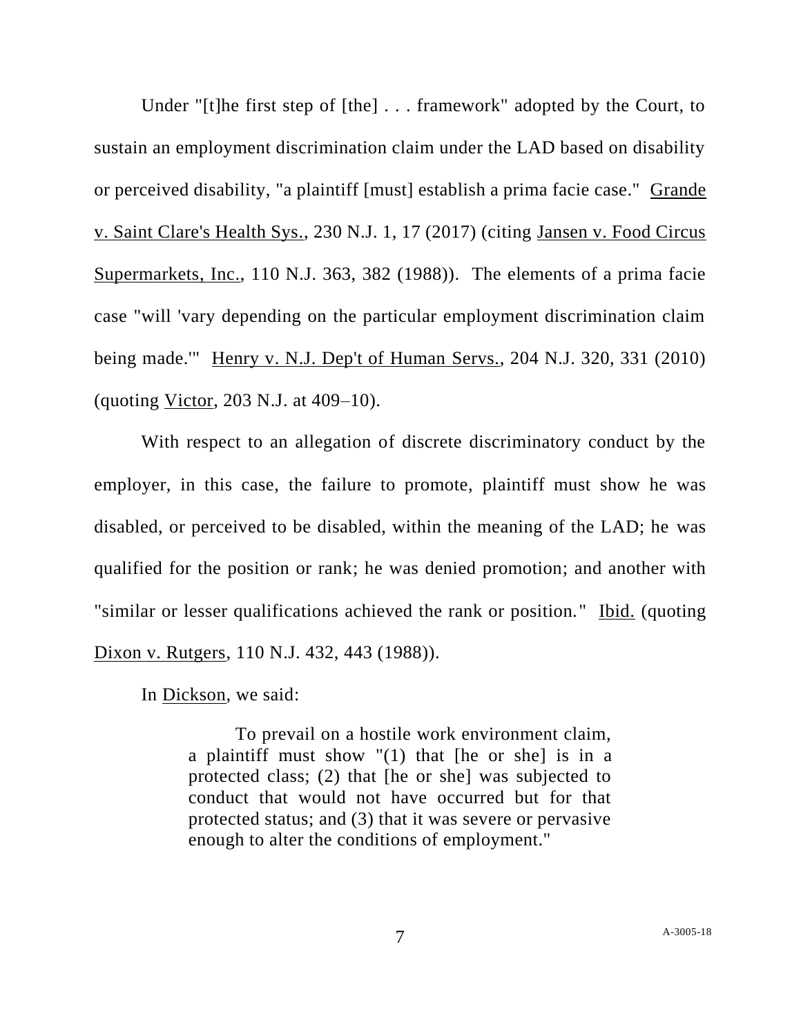Under "[t]he first step of [the] . . . framework" adopted by the Court, to sustain an employment discrimination claim under the LAD based on disability or perceived disability, "a plaintiff [must] establish a prima facie case." Grande v. Saint Clare's Health Sys., 230 N.J. 1, 17 (2017) (citing Jansen v. Food Circus Supermarkets, Inc., 110 N.J. 363, 382 (1988)). The elements of a prima facie case "will 'vary depending on the particular employment discrimination claim being made.'" Henry v. N.J. Dep't of Human Servs., 204 N.J. 320, 331 (2010) (quoting Victor, 203 N.J. at 409–10).

With respect to an allegation of discrete discriminatory conduct by the employer, in this case, the failure to promote, plaintiff must show he was disabled, or perceived to be disabled, within the meaning of the LAD; he was qualified for the position or rank; he was denied promotion; and another with "similar or lesser qualifications achieved the rank or position." Ibid. (quoting Dixon v. Rutgers, 110 N.J. 432, 443 (1988)).

In Dickson, we said:

> To prevail on a hostile work environment claim, a plaintiff must show "(1) that [he or she] is in a protected class; (2) that [he or she] was subjected to conduct that would not have occurred but for that protected status; and (3) that it was severe or pervasive enough to alter the conditions of employment."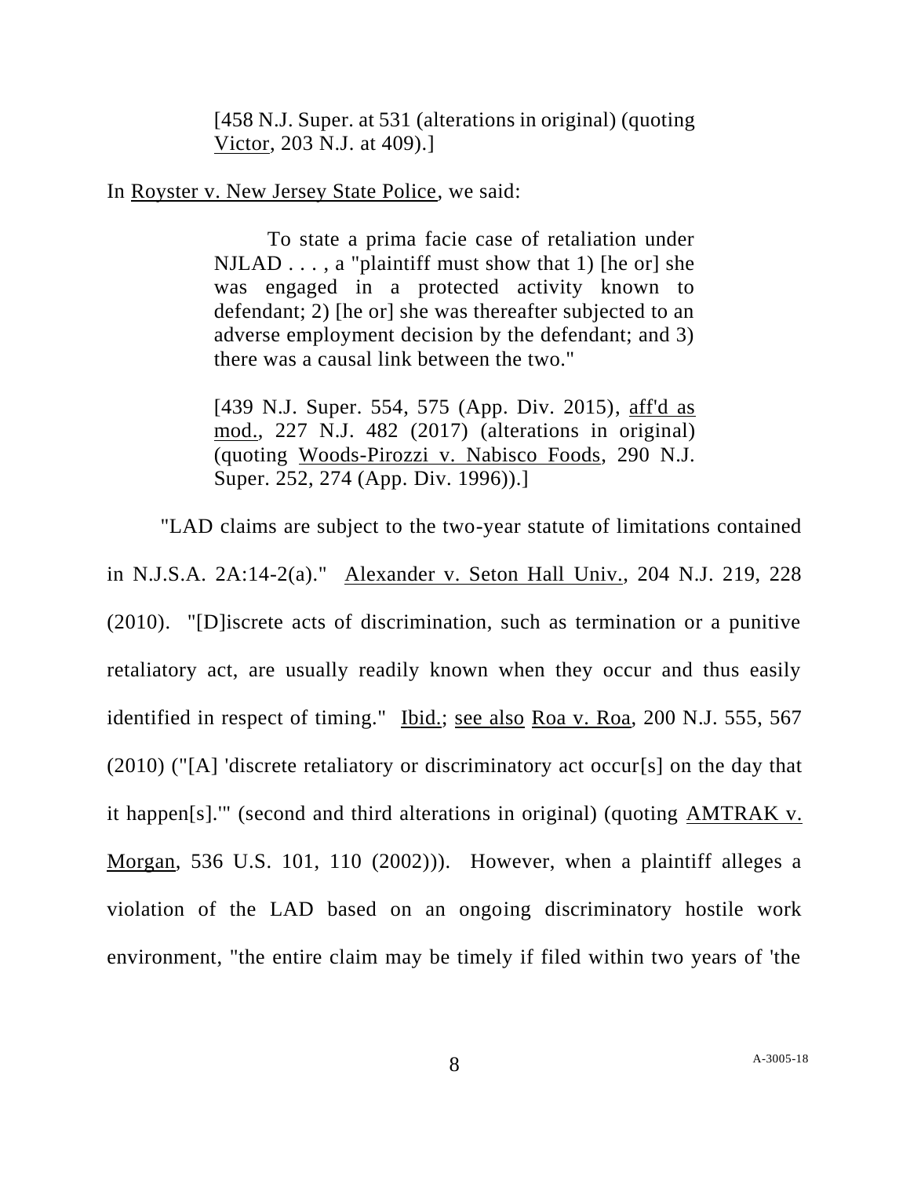[458 N.J. Super. at 531 (alterations in original) (quoting Victor, 203 N.J. at 409).]

In Royster v. New Jersey State Police, we said:

> To state a prima facie case of retaliation under NJLAD . . . , a "plaintiff must show that 1) [he or] she was engaged in a protected activity known to defendant; 2) [he or] she was thereafter subjected to an adverse employment decision by the defendant; and 3) there was a causal link between the two."
>
> [439 N.J. Super. 554, 575 (App. Div. 2015), aff'd as mod., 227 N.J. 482 (2017) (alterations in original) (quoting Woods-Pirozzi v. Nabisco Foods, 290 N.J. Super. 252, 274 (App. Div. 1996)).]

"LAD claims are subject to the two-year statute of limitations contained in N.J.S.A. 2A:14-2(a)." Alexander v. Seton Hall Univ., 204 N.J. 219, 228 (2010). "[D]iscrete acts of discrimination, such as termination or a punitive retaliatory act, are usually readily known when they occur and thus easily identified in respect of timing." Ibid.; see also Roa v. Roa, 200 N.J. 555, 567 (2010) ("[A] 'discrete retaliatory or discriminatory act occur[s] on the day that it happen[s].'" (second and third alterations in original) (quoting AMTRAK v. Morgan, 536 U.S. 101, 110 (2002))). However, when a plaintiff alleges a violation of the LAD based on an ongoing discriminatory hostile work environment, "the entire claim may be timely if filed within two years of 'the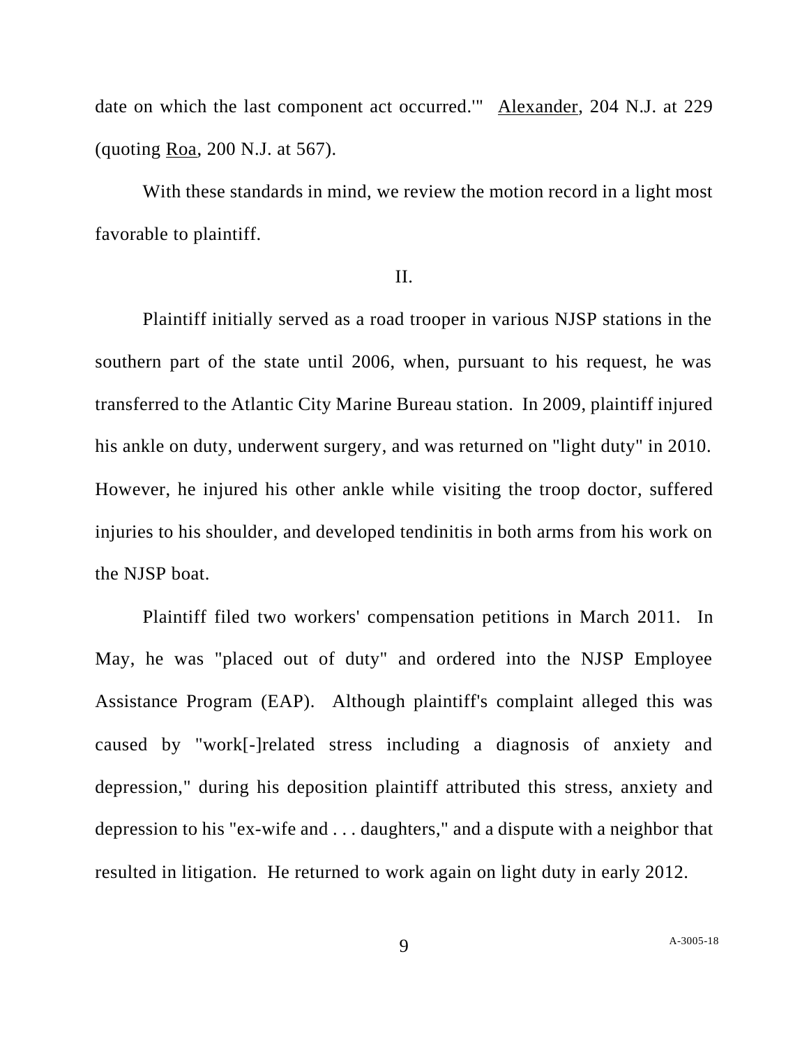date on which the last component act occurred.'" Alexander, 204 N.J. at 229 (quoting Roa, 200 N.J. at 567).

With these standards in mind, we review the motion record in a light most favorable to plaintiff.

II.

Plaintiff initially served as a road trooper in various NJSP stations in the southern part of the state until 2006, when, pursuant to his request, he was transferred to the Atlantic City Marine Bureau station. In 2009, plaintiff injured his ankle on duty, underwent surgery, and was returned on "light duty" in 2010. However, he injured his other ankle while visiting the troop doctor, suffered injuries to his shoulder, and developed tendinitis in both arms from his work on the NJSP boat.

Plaintiff filed two workers' compensation petitions in March 2011. In May, he was "placed out of duty" and ordered into the NJSP Employee Assistance Program (EAP). Although plaintiff's complaint alleged this was caused by "work[-]related stress including a diagnosis of anxiety and depression," during his deposition plaintiff attributed this stress, anxiety and depression to his "ex-wife and . . . daughters," and a dispute with a neighbor that resulted in litigation. He returned to work again on light duty in early 2012.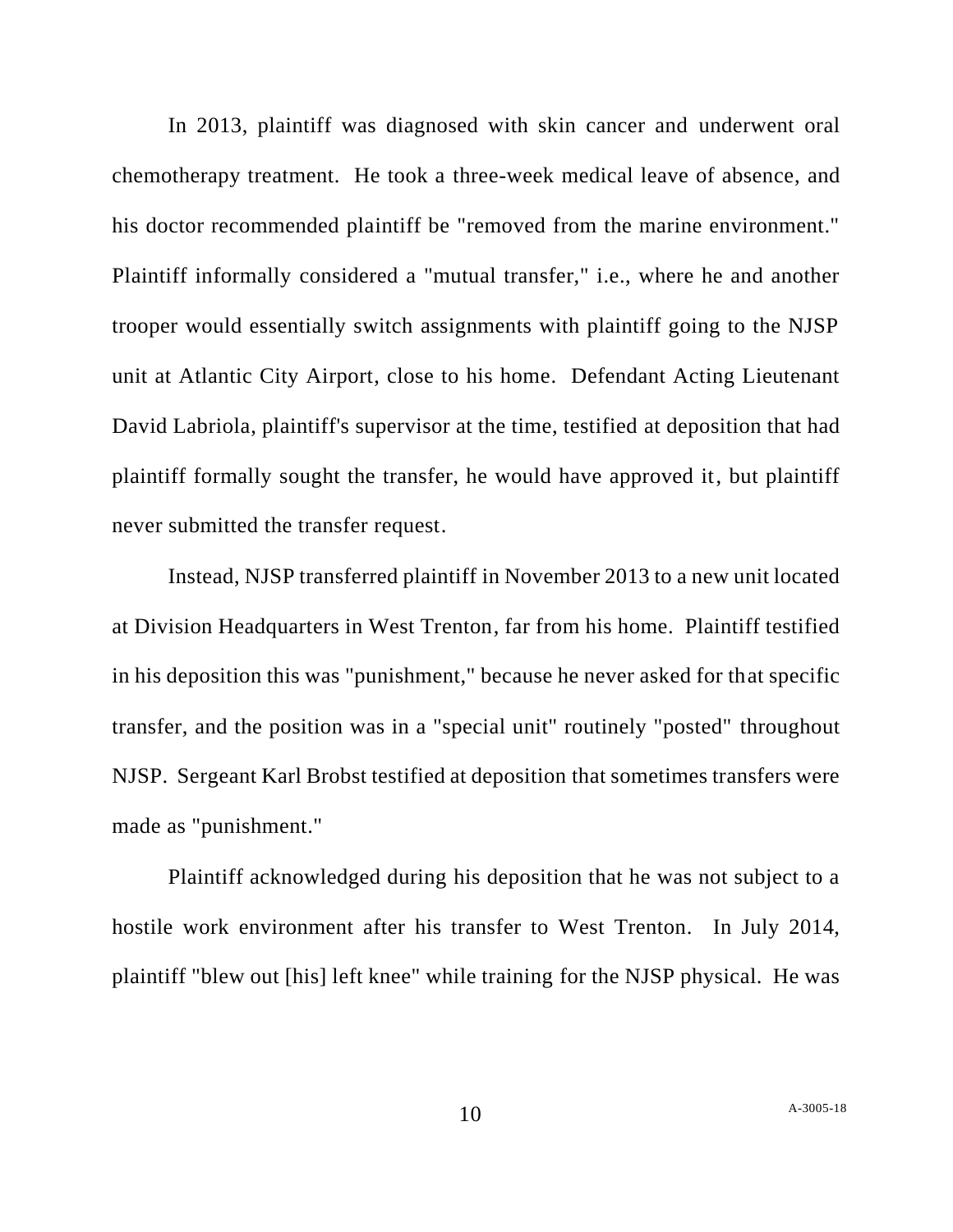In 2013, plaintiff was diagnosed with skin cancer and underwent oral chemotherapy treatment. He took a three-week medical leave of absence, and his doctor recommended plaintiff be "removed from the marine environment." Plaintiff informally considered a "mutual transfer," i.e., where he and another trooper would essentially switch assignments with plaintiff going to the NJSP unit at Atlantic City Airport, close to his home. Defendant Acting Lieutenant David Labriola, plaintiff's supervisor at the time, testified at deposition that had plaintiff formally sought the transfer, he would have approved it, but plaintiff never submitted the transfer request.

Instead, NJSP transferred plaintiff in November 2013 to a new unit located at Division Headquarters in West Trenton, far from his home. Plaintiff testified in his deposition this was "punishment," because he never asked for that specific transfer, and the position was in a "special unit" routinely "posted" throughout NJSP. Sergeant Karl Brobst testified at deposition that sometimes transfers were made as "punishment."

Plaintiff acknowledged during his deposition that he was not subject to a hostile work environment after his transfer to West Trenton. In July 2014, plaintiff "blew out [his] left knee" while training for the NJSP physical. He was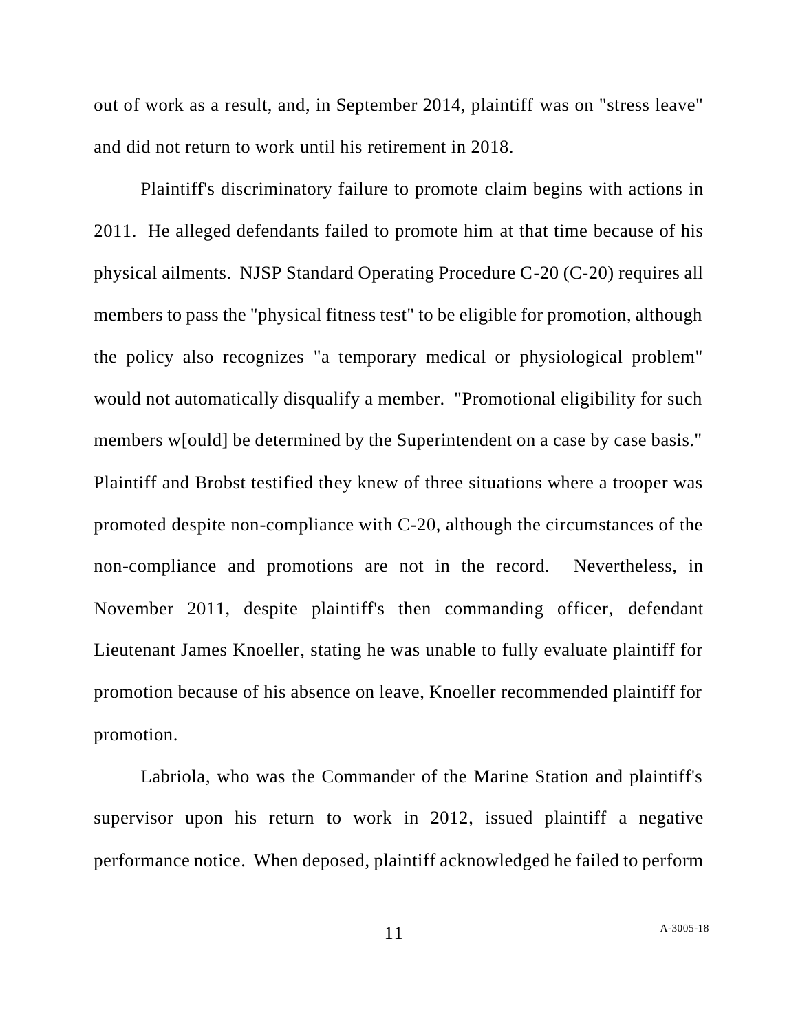out of work as a result, and, in September 2014, plaintiff was on "stress leave" and did not return to work until his retirement in 2018.

Plaintiff's discriminatory failure to promote claim begins with actions in 2011. He alleged defendants failed to promote him at that time because of his physical ailments. NJSP Standard Operating Procedure C-20 (C-20) requires all members to pass the "physical fitness test" to be eligible for promotion, although the policy also recognizes "a <u>temporary</u> medical or physiological problem" would not automatically disqualify a member. "Promotional eligibility for such members w[ould] be determined by the Superintendent on a case by case basis." Plaintiff and Brobst testified they knew of three situations where a trooper was promoted despite non-compliance with C-20, although the circumstances of the non-compliance and promotions are not in the record. Nevertheless, in November 2011, despite plaintiff's then commanding officer, defendant Lieutenant James Knoeller, stating he was unable to fully evaluate plaintiff for promotion because of his absence on leave, Knoeller recommended plaintiff for promotion.

Labriola, who was the Commander of the Marine Station and plaintiff's supervisor upon his return to work in 2012, issued plaintiff a negative performance notice. When deposed, plaintiff acknowledged he failed to perform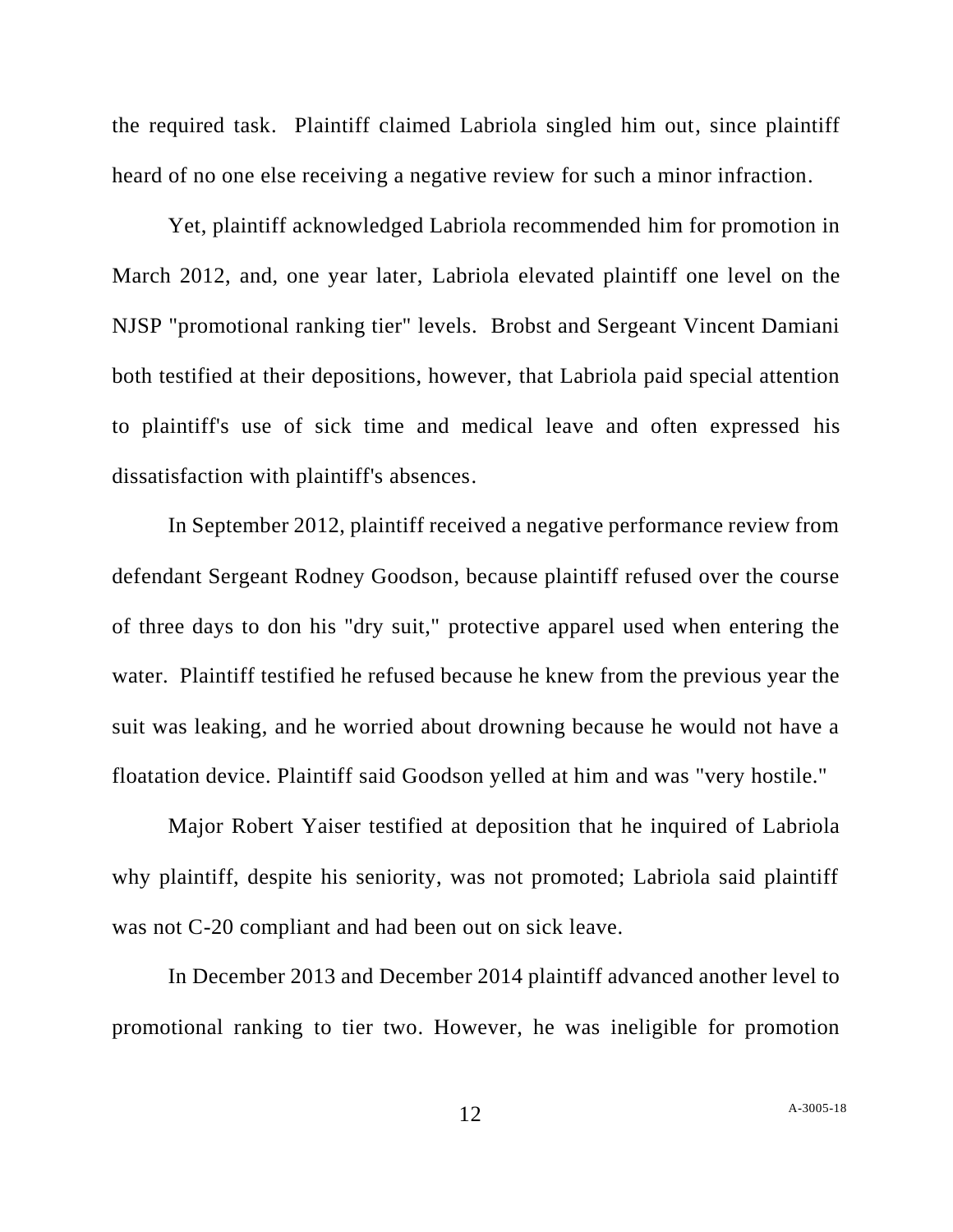the required task. Plaintiff claimed Labriola singled him out, since plaintiff heard of no one else receiving a negative review for such a minor infraction.

Yet, plaintiff acknowledged Labriola recommended him for promotion in March 2012, and, one year later, Labriola elevated plaintiff one level on the NJSP "promotional ranking tier" levels. Brobst and Sergeant Vincent Damiani both testified at their depositions, however, that Labriola paid special attention to plaintiff's use of sick time and medical leave and often expressed his dissatisfaction with plaintiff's absences.

In September 2012, plaintiff received a negative performance review from defendant Sergeant Rodney Goodson, because plaintiff refused over the course of three days to don his "dry suit," protective apparel used when entering the water. Plaintiff testified he refused because he knew from the previous year the suit was leaking, and he worried about drowning because he would not have a floatation device. Plaintiff said Goodson yelled at him and was "very hostile."

Major Robert Yaiser testified at deposition that he inquired of Labriola why plaintiff, despite his seniority, was not promoted; Labriola said plaintiff was not C-20 compliant and had been out on sick leave.

In December 2013 and December 2014 plaintiff advanced another level to promotional ranking to tier two. However, he was ineligible for promotion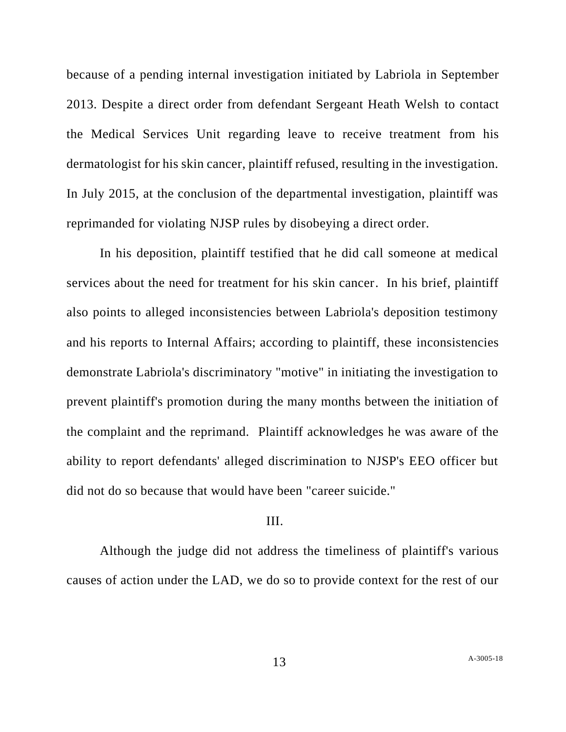because of a pending internal investigation initiated by Labriola in September 2013. Despite a direct order from defendant Sergeant Heath Welsh to contact the Medical Services Unit regarding leave to receive treatment from his dermatologist for his skin cancer, plaintiff refused, resulting in the investigation. In July 2015, at the conclusion of the departmental investigation, plaintiff was reprimanded for violating NJSP rules by disobeying a direct order.

In his deposition, plaintiff testified that he did call someone at medical services about the need for treatment for his skin cancer. In his brief, plaintiff also points to alleged inconsistencies between Labriola's deposition testimony and his reports to Internal Affairs; according to plaintiff, these inconsistencies demonstrate Labriola's discriminatory "motive" in initiating the investigation to prevent plaintiff's promotion during the many months between the initiation of the complaint and the reprimand. Plaintiff acknowledges he was aware of the ability to report defendants' alleged discrimination to NJSP's EEO officer but did not do so because that would have been "career suicide."

III.

Although the judge did not address the timeliness of plaintiff's various causes of action under the LAD, we do so to provide context for the rest of our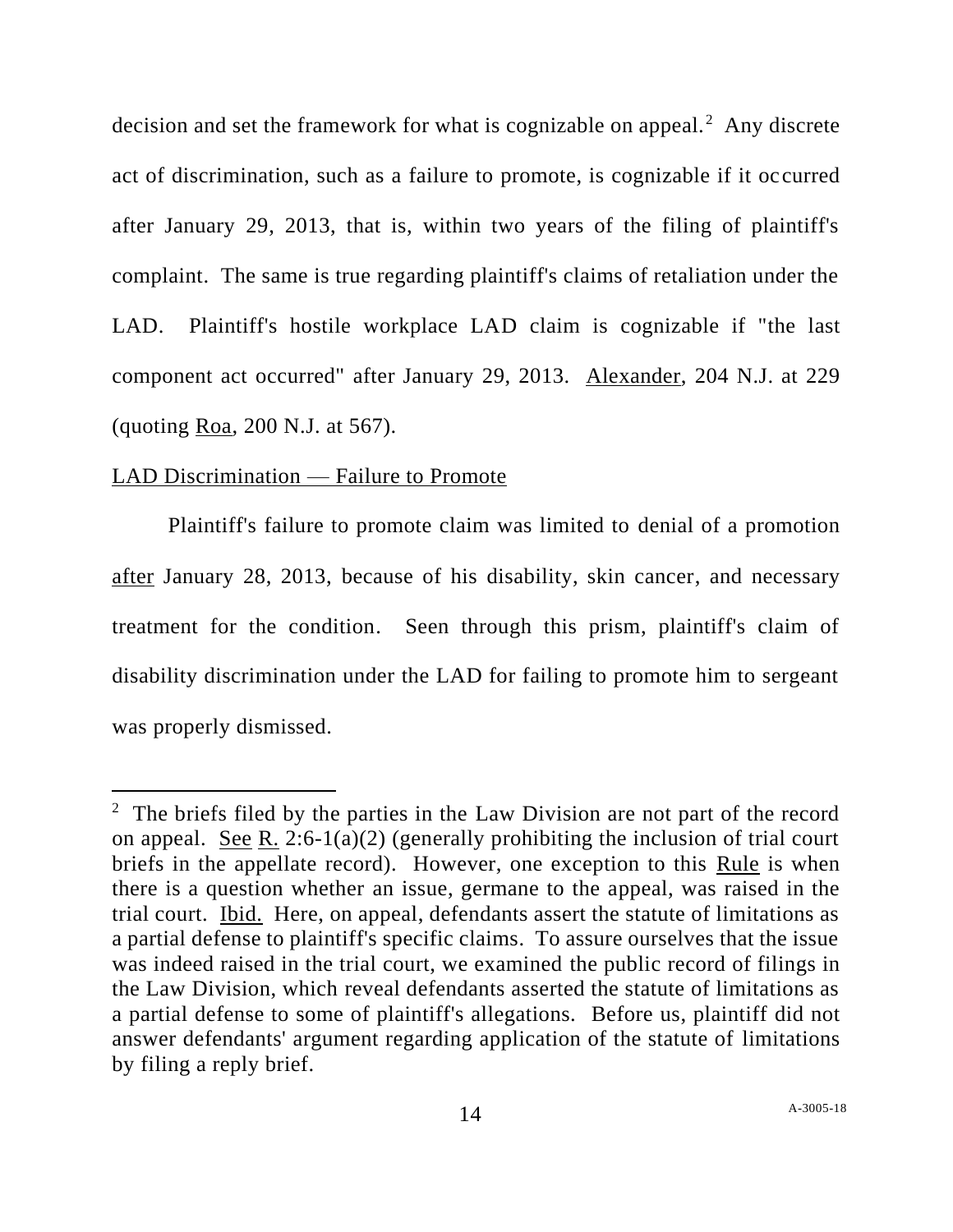decision and set the framework for what is cognizable on appeal.[2] Any discrete act of discrimination, such as a failure to promote, is cognizable if it occurred after January 29, 2013, that is, within two years of the filing of plaintiff's complaint. The same is true regarding plaintiff's claims of retaliation under the LAD. Plaintiff's hostile workplace LAD claim is cognizable if "the last component act occurred" after January 29, 2013. Alexander, 204 N.J. at 229 (quoting Roa, 200 N.J. at 567).

LAD Discrimination — Failure to Promote

Plaintiff's failure to promote claim was limited to denial of a promotion after January 28, 2013, because of his disability, skin cancer, and necessary treatment for the condition. Seen through this prism, plaintiff's claim of disability discrimination under the LAD for failing to promote him to sergeant was properly dismissed.

[2] The briefs filed by the parties in the Law Division are not part of the record on appeal. See R. 2:6-1(a)(2) (generally prohibiting the inclusion of trial court briefs in the appellate record). However, one exception to this Rule is when there is a question whether an issue, germane to the appeal, was raised in the trial court. Ibid. Here, on appeal, defendants assert the statute of limitations as a partial defense to plaintiff's specific claims. To assure ourselves that the issue was indeed raised in the trial court, we examined the public record of filings in the Law Division, which reveal defendants asserted the statute of limitations as a partial defense to some of plaintiff's allegations. Before us, plaintiff did not answer defendants' argument regarding application of the statute of limitations by filing a reply brief.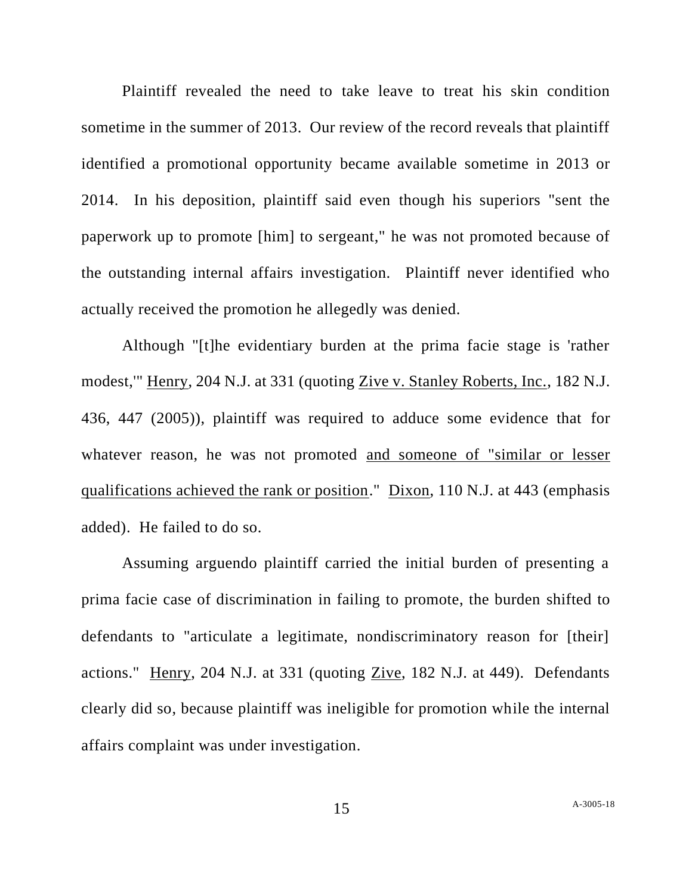Plaintiff revealed the need to take leave to treat his skin condition sometime in the summer of 2013. Our review of the record reveals that plaintiff identified a promotional opportunity became available sometime in 2013 or 2014. In his deposition, plaintiff said even though his superiors "sent the paperwork up to promote [him] to sergeant," he was not promoted because of the outstanding internal affairs investigation. Plaintiff never identified who actually received the promotion he allegedly was denied.

Although "[t]he evidentiary burden at the prima facie stage is 'rather modest,'" Henry, 204 N.J. at 331 (quoting Zive v. Stanley Roberts, Inc., 182 N.J. 436, 447 (2005)), plaintiff was required to adduce some evidence that for whatever reason, he was not promoted and someone of "similar or lesser qualifications achieved the rank or position." Dixon, 110 N.J. at 443 (emphasis added). He failed to do so.

Assuming arguendo plaintiff carried the initial burden of presenting a prima facie case of discrimination in failing to promote, the burden shifted to defendants to "articulate a legitimate, nondiscriminatory reason for [their] actions." Henry, 204 N.J. at 331 (quoting Zive, 182 N.J. at 449). Defendants clearly did so, because plaintiff was ineligible for promotion while the internal affairs complaint was under investigation.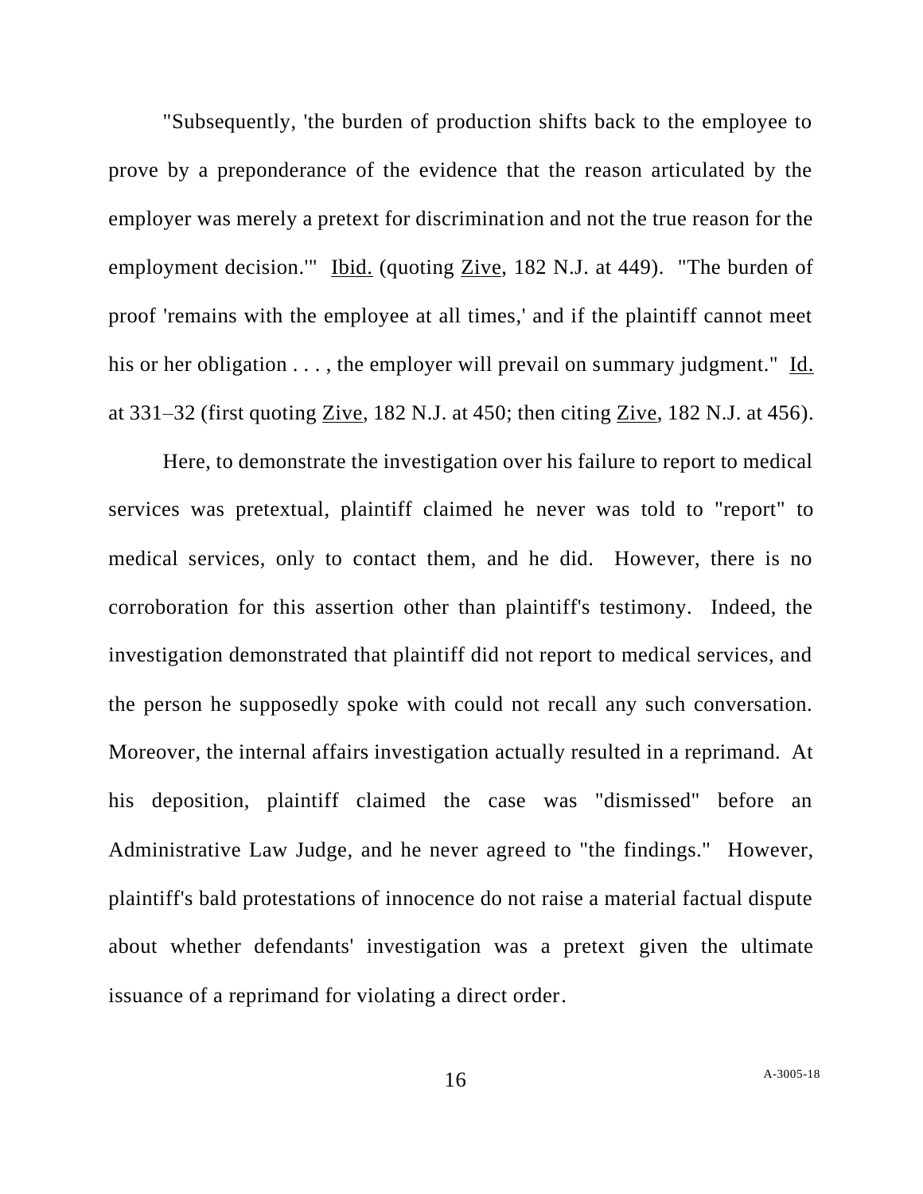"Subsequently, 'the burden of production shifts back to the employee to prove by a preponderance of the evidence that the reason articulated by the employer was merely a pretext for discrimination and not the true reason for the employment decision.'" Ibid. (quoting Zive, 182 N.J. at 449). "The burden of proof 'remains with the employee at all times,' and if the plaintiff cannot meet his or her obligation . . . , the employer will prevail on summary judgment." Id. at 331–32 (first quoting Zive, 182 N.J. at 450; then citing Zive, 182 N.J. at 456).

Here, to demonstrate the investigation over his failure to report to medical services was pretextual, plaintiff claimed he never was told to "report" to medical services, only to contact them, and he did. However, there is no corroboration for this assertion other than plaintiff's testimony. Indeed, the investigation demonstrated that plaintiff did not report to medical services, and the person he supposedly spoke with could not recall any such conversation. Moreover, the internal affairs investigation actually resulted in a reprimand. At his deposition, plaintiff claimed the case was "dismissed" before an Administrative Law Judge, and he never agreed to "the findings." However, plaintiff's bald protestations of innocence do not raise a material factual dispute about whether defendants' investigation was a pretext given the ultimate issuance of a reprimand for violating a direct order.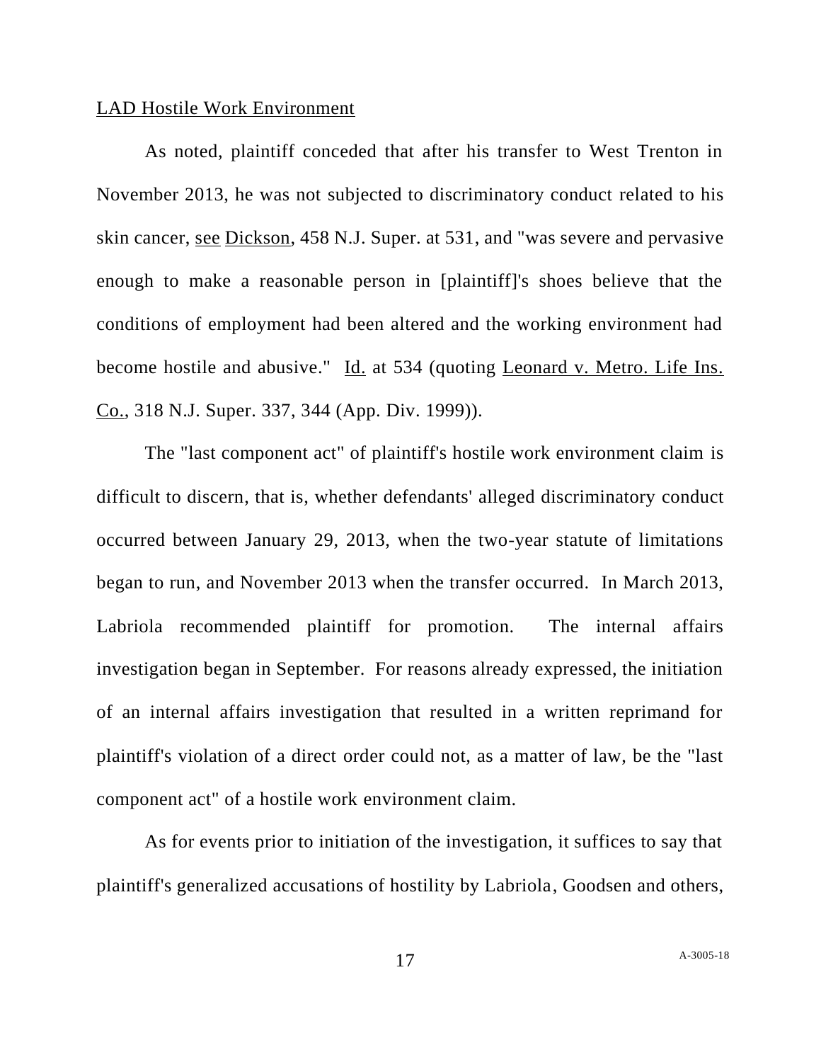<u>LAD Hostile Work Environment</u>

As noted, plaintiff conceded that after his transfer to West Trenton in November 2013, he was not subjected to discriminatory conduct related to his skin cancer, <u>see</u> <u>Dickson</u>, 458 N.J. Super. at 531, and "was severe and pervasive enough to make a reasonable person in [plaintiff]'s shoes believe that the conditions of employment had been altered and the working environment had become hostile and abusive." <u>Id.</u> at 534 (quoting <u>Leonard v. Metro. Life Ins. Co.</u>, 318 N.J. Super. 337, 344 (App. Div. 1999)).

The "last component act" of plaintiff's hostile work environment claim is difficult to discern, that is, whether defendants' alleged discriminatory conduct occurred between January 29, 2013, when the two-year statute of limitations began to run, and November 2013 when the transfer occurred. In March 2013, Labriola recommended plaintiff for promotion. The internal affairs investigation began in September. For reasons already expressed, the initiation of an internal affairs investigation that resulted in a written reprimand for plaintiff's violation of a direct order could not, as a matter of law, be the "last component act" of a hostile work environment claim.

As for events prior to initiation of the investigation, it suffices to say that plaintiff's generalized accusations of hostility by Labriola, Goodsen and others,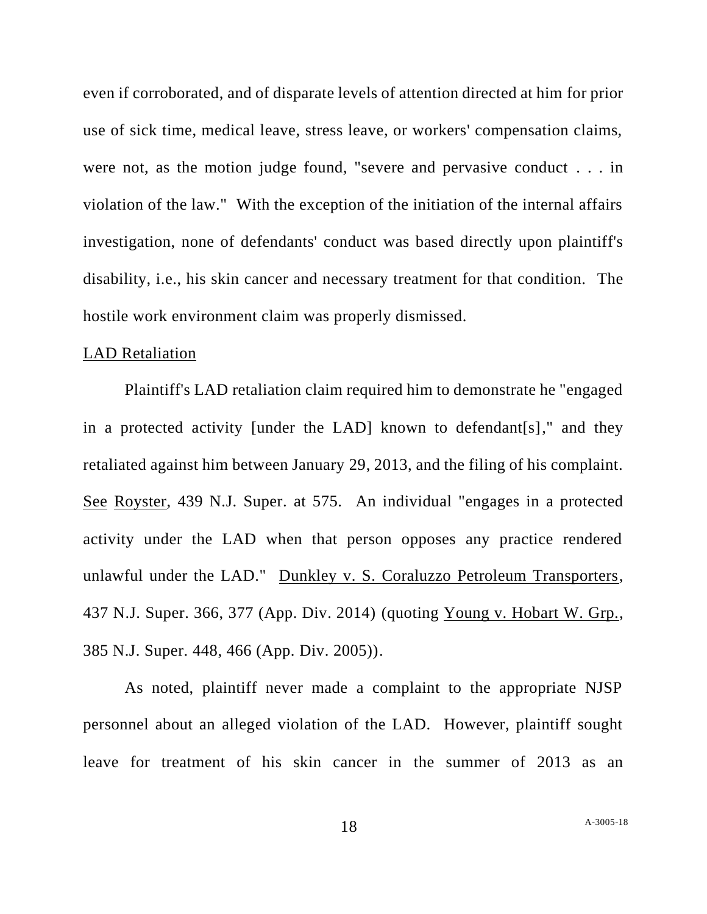even if corroborated, and of disparate levels of attention directed at him for prior use of sick time, medical leave, stress leave, or workers' compensation claims, were not, as the motion judge found, "severe and pervasive conduct . . . in violation of the law." With the exception of the initiation of the internal affairs investigation, none of defendants' conduct was based directly upon plaintiff's disability, i.e., his skin cancer and necessary treatment for that condition. The hostile work environment claim was properly dismissed.

LAD Retaliation

Plaintiff's LAD retaliation claim required him to demonstrate he "engaged in a protected activity [under the LAD] known to defendant[s]," and they retaliated against him between January 29, 2013, and the filing of his complaint. See Royster, 439 N.J. Super. at 575. An individual "engages in a protected activity under the LAD when that person opposes any practice rendered unlawful under the LAD." Dunkley v. S. Coraluzzo Petroleum Transporters, 437 N.J. Super. 366, 377 (App. Div. 2014) (quoting Young v. Hobart W. Grp., 385 N.J. Super. 448, 466 (App. Div. 2005)).

As noted, plaintiff never made a complaint to the appropriate NJSP personnel about an alleged violation of the LAD. However, plaintiff sought leave for treatment of his skin cancer in the summer of 2013 as an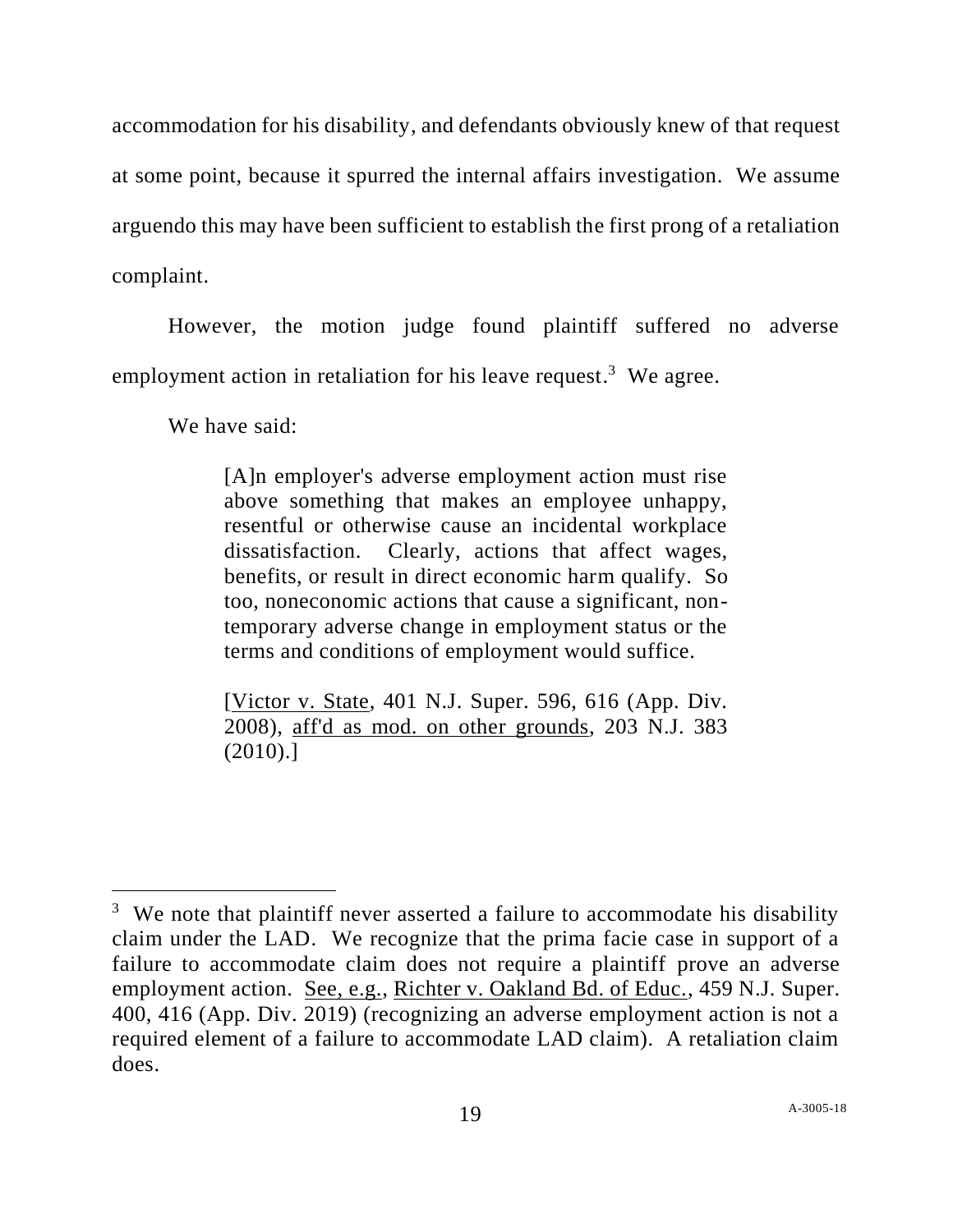accommodation for his disability, and defendants obviously knew of that request at some point, because it spurred the internal affairs investigation. We assume arguendo this may have been sufficient to establish the first prong of a retaliation complaint.

However, the motion judge found plaintiff suffered no adverse employment action in retaliation for his leave request.[3] We agree.

We have said:

> [A]n employer's adverse employment action must rise above something that makes an employee unhappy, resentful or otherwise cause an incidental workplace dissatisfaction. Clearly, actions that affect wages, benefits, or result in direct economic harm qualify. So too, noneconomic actions that cause a significant, non-temporary adverse change in employment status or the terms and conditions of employment would suffice.
>
> [Victor v. State, 401 N.J. Super. 596, 616 (App. Div. 2008), aff'd as mod. on other grounds, 203 N.J. 383 (2010).]

---

[3] We note that plaintiff never asserted a failure to accommodate his disability claim under the LAD. We recognize that the prima facie case in support of a failure to accommodate claim does not require a plaintiff prove an adverse employment action. See, e.g., Richter v. Oakland Bd. of Educ., 459 N.J. Super. 400, 416 (App. Div. 2019) (recognizing an adverse employment action is not a required element of a failure to accommodate LAD claim). A retaliation claim does.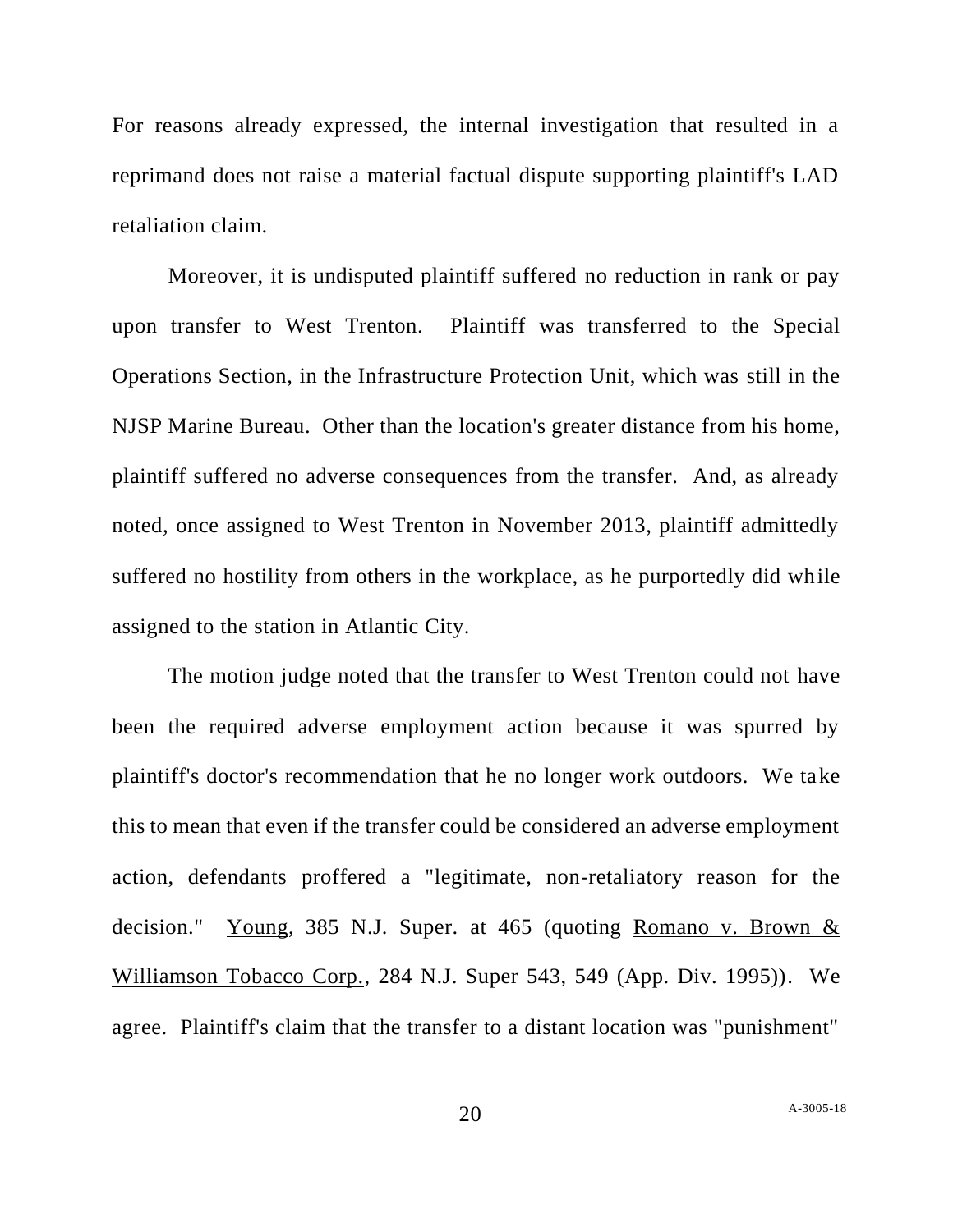For reasons already expressed, the internal investigation that resulted in a reprimand does not raise a material factual dispute supporting plaintiff's LAD retaliation claim.

Moreover, it is undisputed plaintiff suffered no reduction in rank or pay upon transfer to West Trenton. Plaintiff was transferred to the Special Operations Section, in the Infrastructure Protection Unit, which was still in the NJSP Marine Bureau. Other than the location's greater distance from his home, plaintiff suffered no adverse consequences from the transfer. And, as already noted, once assigned to West Trenton in November 2013, plaintiff admittedly suffered no hostility from others in the workplace, as he purportedly did while assigned to the station in Atlantic City.

The motion judge noted that the transfer to West Trenton could not have been the required adverse employment action because it was spurred by plaintiff's doctor's recommendation that he no longer work outdoors. We take this to mean that even if the transfer could be considered an adverse employment action, defendants proffered a "legitimate, non-retaliatory reason for the decision." Young, 385 N.J. Super. at 465 (quoting Romano v. Brown & Williamson Tobacco Corp., 284 N.J. Super 543, 549 (App. Div. 1995)). We agree. Plaintiff's claim that the transfer to a distant location was "punishment"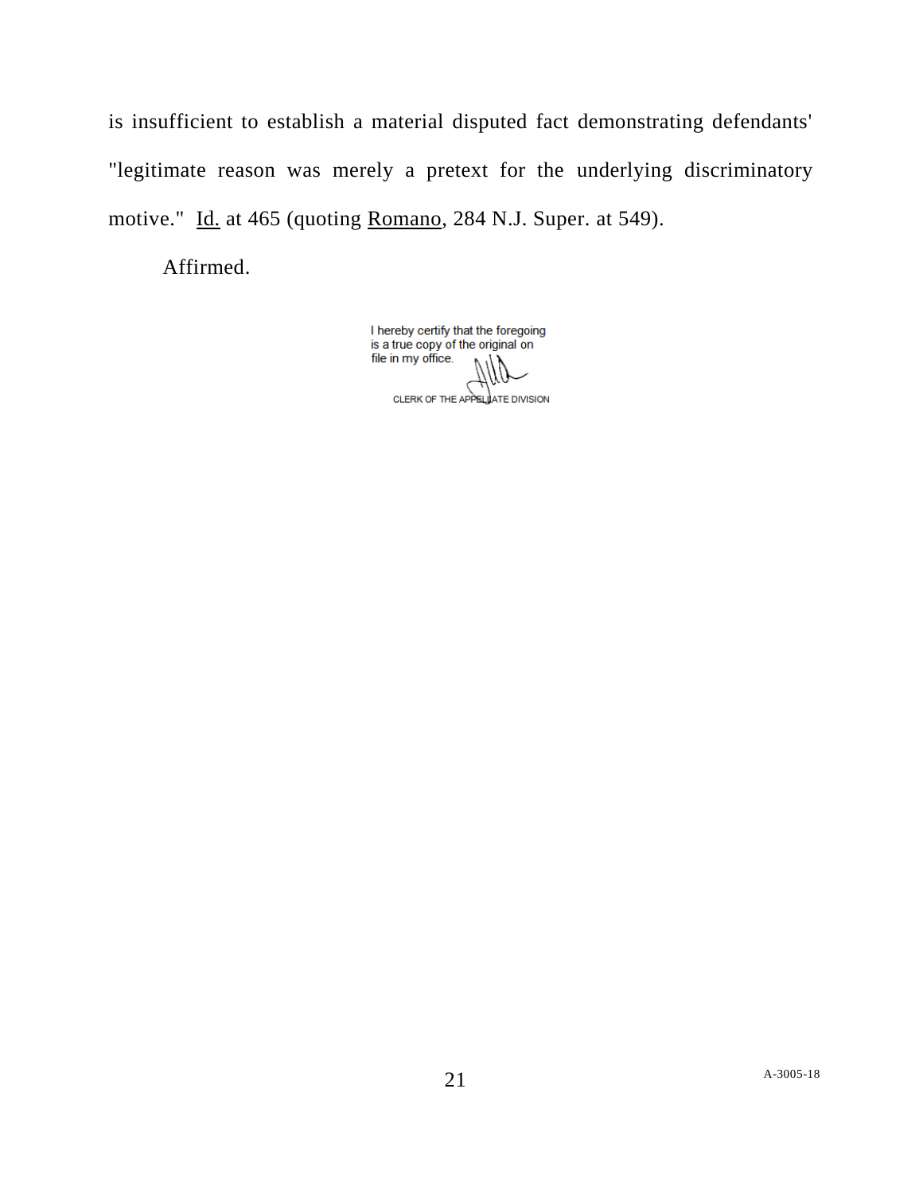is insufficient to establish a material disputed fact demonstrating defendants' "legitimate reason was merely a pretext for the underlying discriminatory motive." Id. at 465 (quoting Romano, 284 N.J. Super. at 549).

Affirmed.

I hereby certify that the foregoing is a true copy of the original on file in my office.

CLERK OF THE APPELLATE DIVISION